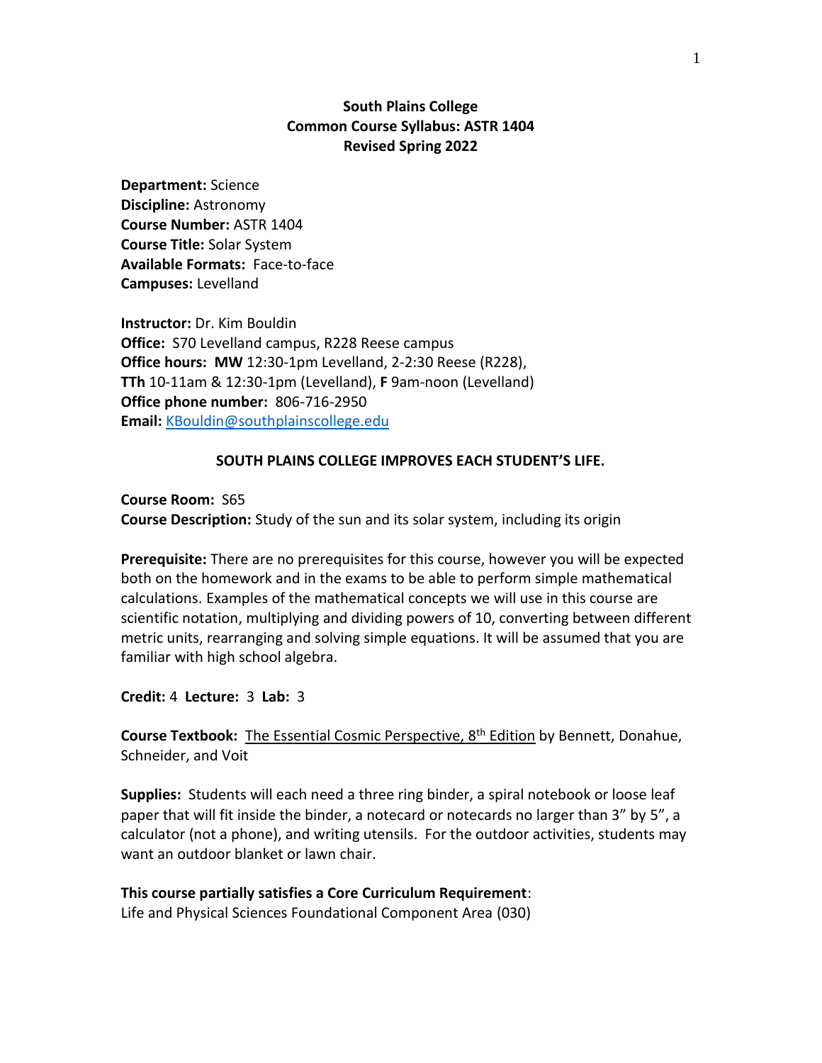**South Plains College**
**Common Course Syllabus: ASTR 1404**
**Revised Spring 2022**

**Department:** Science
**Discipline:** Astronomy
**Course Number:** ASTR 1404
**Course Title:** Solar System
**Available Formats:** Face-to-face
**Campuses:** Levelland

**Instructor:** Dr. Kim Bouldin
**Office:** S70 Levelland campus, R228 Reese campus
**Office hours: MW** 12:30-1pm Levelland, 2-2:30 Reese (R228), **TTh** 10-11am & 12:30-1pm (Levelland), **F** 9am-noon (Levelland)
**Office phone number:** 806-716-2950
**Email:** KBouldin@southplainscollege.edu

**SOUTH PLAINS COLLEGE IMPROVES EACH STUDENT'S LIFE.**

**Course Room:** S65
**Course Description:** Study of the sun and its solar system, including its origin

**Prerequisite:** There are no prerequisites for this course, however you will be expected both on the homework and in the exams to be able to perform simple mathematical calculations. Examples of the mathematical concepts we will use in this course are scientific notation, multiplying and dividing powers of 10, converting between different metric units, rearranging and solving simple equations. It will be assumed that you are familiar with high school algebra.

**Credit:** 4 **Lecture:** 3 **Lab:** 3

**Course Textbook:** The Essential Cosmic Perspective, 8th Edition by Bennett, Donahue, Schneider, and Voit

**Supplies:** Students will each need a three ring binder, a spiral notebook or loose leaf paper that will fit inside the binder, a notecard or notecards no larger than 3" by 5", a calculator (not a phone), and writing utensils. For the outdoor activities, students may want an outdoor blanket or lawn chair.

**This course partially satisfies a Core Curriculum Requirement**:
Life and Physical Sciences Foundational Component Area (030)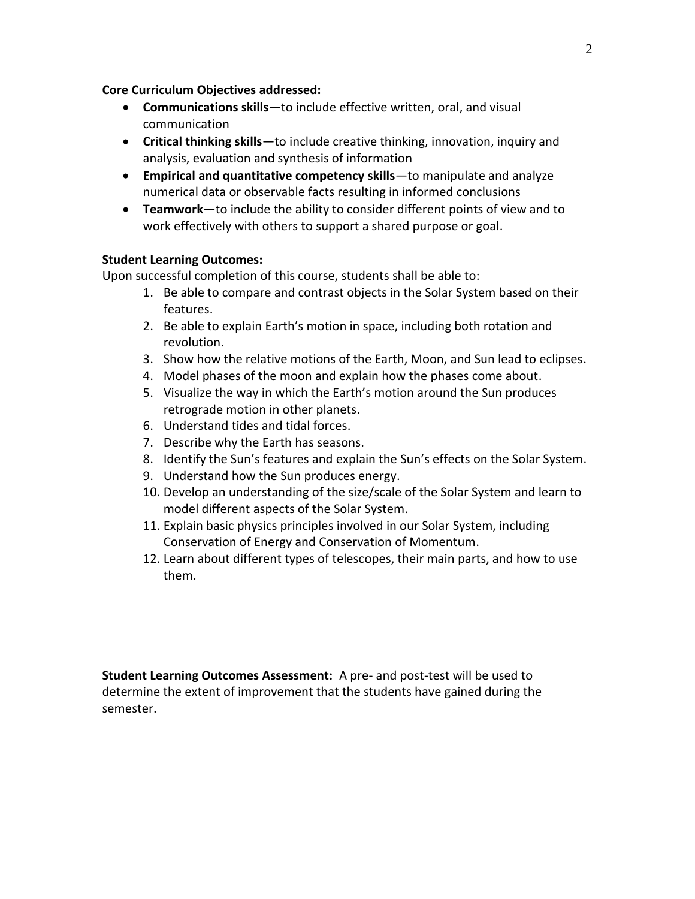**Core Curriculum Objectives addressed:**

- **Communications skills**—to include effective written, oral, and visual communication
- **Critical thinking skills**—to include creative thinking, innovation, inquiry and analysis, evaluation and synthesis of information
- **Empirical and quantitative competency skills**—to manipulate and analyze numerical data or observable facts resulting in informed conclusions
- **Teamwork**—to include the ability to consider different points of view and to work effectively with others to support a shared purpose or goal.

**Student Learning Outcomes:**

Upon successful completion of this course, students shall be able to:

1. Be able to compare and contrast objects in the Solar System based on their features.
2. Be able to explain Earth's motion in space, including both rotation and revolution.
3. Show how the relative motions of the Earth, Moon, and Sun lead to eclipses.
4. Model phases of the moon and explain how the phases come about.
5. Visualize the way in which the Earth's motion around the Sun produces retrograde motion in other planets.
6. Understand tides and tidal forces.
7. Describe why the Earth has seasons.
8. Identify the Sun's features and explain the Sun's effects on the Solar System.
9. Understand how the Sun produces energy.
10. Develop an understanding of the size/scale of the Solar System and learn to model different aspects of the Solar System.
11. Explain basic physics principles involved in our Solar System, including Conservation of Energy and Conservation of Momentum.
12. Learn about different types of telescopes, their main parts, and how to use them.

**Student Learning Outcomes Assessment:** A pre- and post-test will be used to determine the extent of improvement that the students have gained during the semester.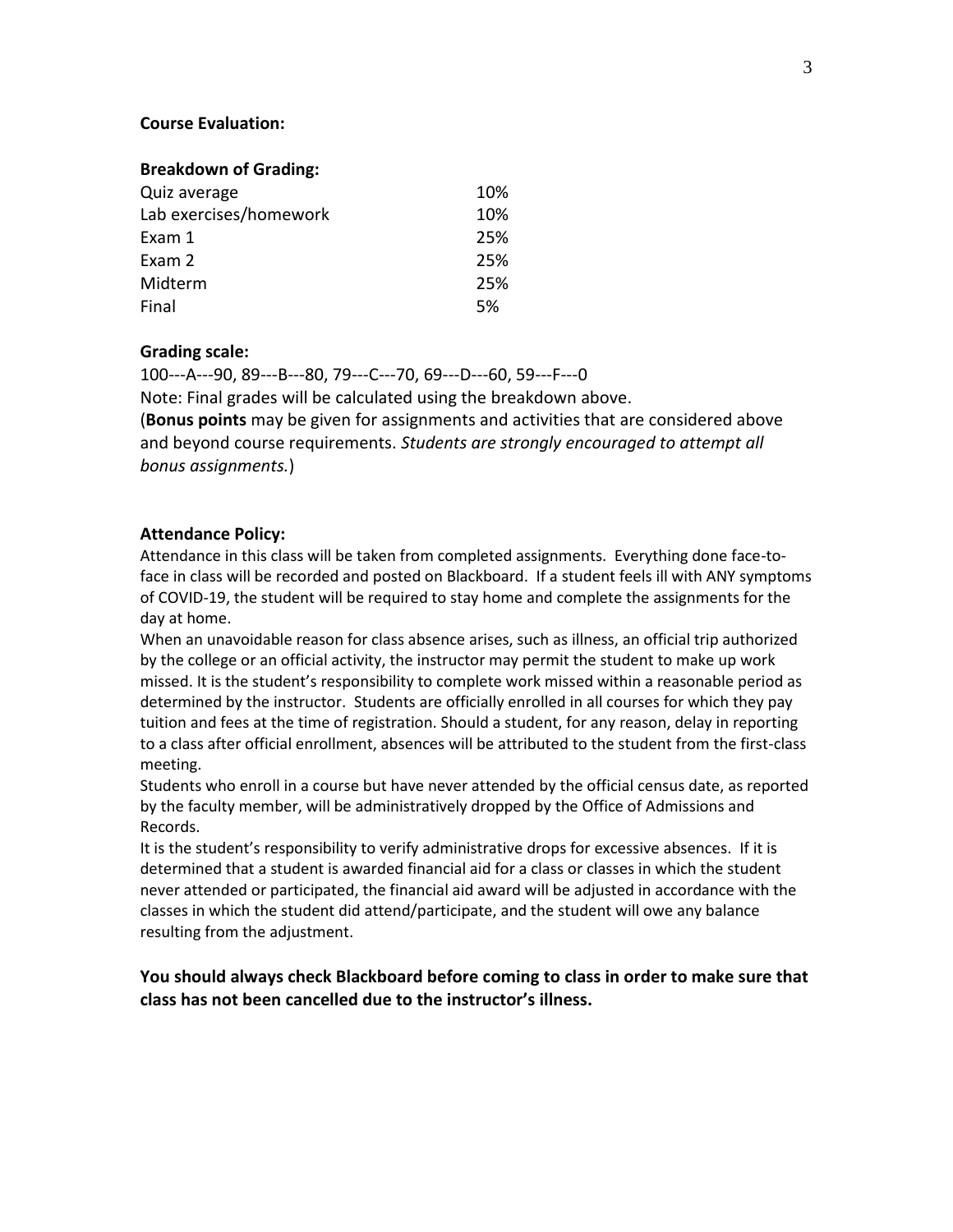**Course Evaluation:**

**Breakdown of Grading:**

| | |
|---|---|
| Quiz average | 10% |
| Lab exercises/homework | 10% |
| Exam 1 | 25% |
| Exam 2 | 25% |
| Midterm | 25% |
| Final | 5% |

**Grading scale:**

100---A---90, 89---B---80, 79---C---70, 69---D---60, 59---F---0

Note: Final grades will be calculated using the breakdown above.

(**Bonus points** may be given for assignments and activities that are considered above and beyond course requirements. *Students are strongly encouraged to attempt all bonus assignments.*)

**Attendance Policy:**

Attendance in this class will be taken from completed assignments. Everything done face-to-face in class will be recorded and posted on Blackboard. If a student feels ill with ANY symptoms of COVID-19, the student will be required to stay home and complete the assignments for the day at home.

When an unavoidable reason for class absence arises, such as illness, an official trip authorized by the college or an official activity, the instructor may permit the student to make up work missed. It is the student's responsibility to complete work missed within a reasonable period as determined by the instructor. Students are officially enrolled in all courses for which they pay tuition and fees at the time of registration. Should a student, for any reason, delay in reporting to a class after official enrollment, absences will be attributed to the student from the first-class meeting.

Students who enroll in a course but have never attended by the official census date, as reported by the faculty member, will be administratively dropped by the Office of Admissions and Records.

It is the student's responsibility to verify administrative drops for excessive absences. If it is determined that a student is awarded financial aid for a class or classes in which the student never attended or participated, the financial aid award will be adjusted in accordance with the classes in which the student did attend/participate, and the student will owe any balance resulting from the adjustment.

**You should always check Blackboard before coming to class in order to make sure that class has not been cancelled due to the instructor's illness.**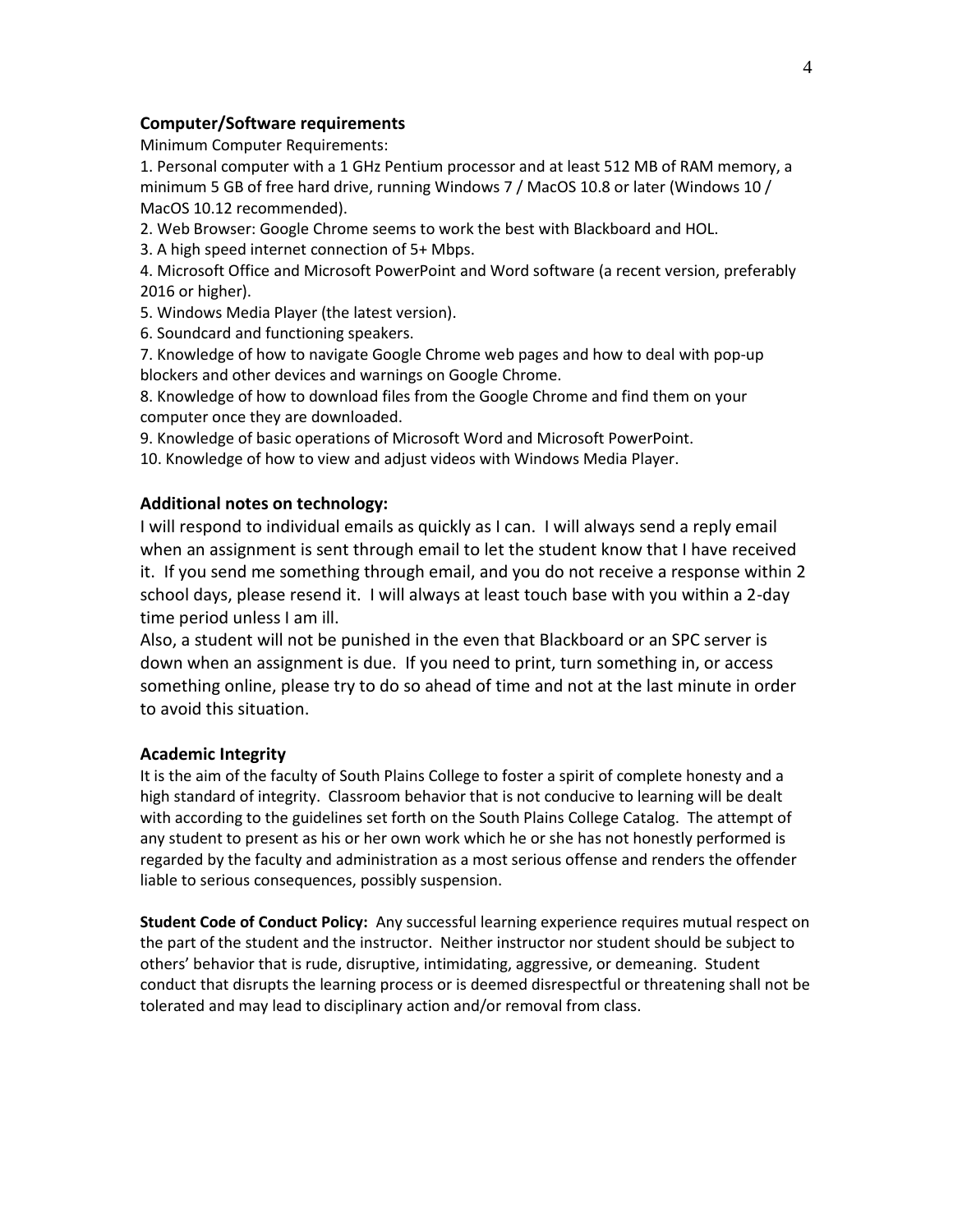### Computer/Software requirements

Minimum Computer Requirements:

1. Personal computer with a 1 GHz Pentium processor and at least 512 MB of RAM memory, a minimum 5 GB of free hard drive, running Windows 7 / MacOS 10.8 or later (Windows 10 / MacOS 10.12 recommended).
2. Web Browser: Google Chrome seems to work the best with Blackboard and HOL.
3. A high speed internet connection of 5+ Mbps.
4. Microsoft Office and Microsoft PowerPoint and Word software (a recent version, preferably 2016 or higher).
5. Windows Media Player (the latest version).
6. Soundcard and functioning speakers.
7. Knowledge of how to navigate Google Chrome web pages and how to deal with pop-up blockers and other devices and warnings on Google Chrome.
8. Knowledge of how to download files from the Google Chrome and find them on your computer once they are downloaded.
9. Knowledge of basic operations of Microsoft Word and Microsoft PowerPoint.
10. Knowledge of how to view and adjust videos with Windows Media Player.

### Additional notes on technology:

I will respond to individual emails as quickly as I can. I will always send a reply email when an assignment is sent through email to let the student know that I have received it. If you send me something through email, and you do not receive a response within 2 school days, please resend it. I will always at least touch base with you within a 2-day time period unless I am ill.

Also, a student will not be punished in the even that Blackboard or an SPC server is down when an assignment is due. If you need to print, turn something in, or access something online, please try to do so ahead of time and not at the last minute in order to avoid this situation.

### Academic Integrity

It is the aim of the faculty of South Plains College to foster a spirit of complete honesty and a high standard of integrity. Classroom behavior that is not conducive to learning will be dealt with according to the guidelines set forth on the South Plains College Catalog. The attempt of any student to present as his or her own work which he or she has not honestly performed is regarded by the faculty and administration as a most serious offense and renders the offender liable to serious consequences, possibly suspension.

**Student Code of Conduct Policy:** Any successful learning experience requires mutual respect on the part of the student and the instructor. Neither instructor nor student should be subject to others' behavior that is rude, disruptive, intimidating, aggressive, or demeaning. Student conduct that disrupts the learning process or is deemed disrespectful or threatening shall not be tolerated and may lead to disciplinary action and/or removal from class.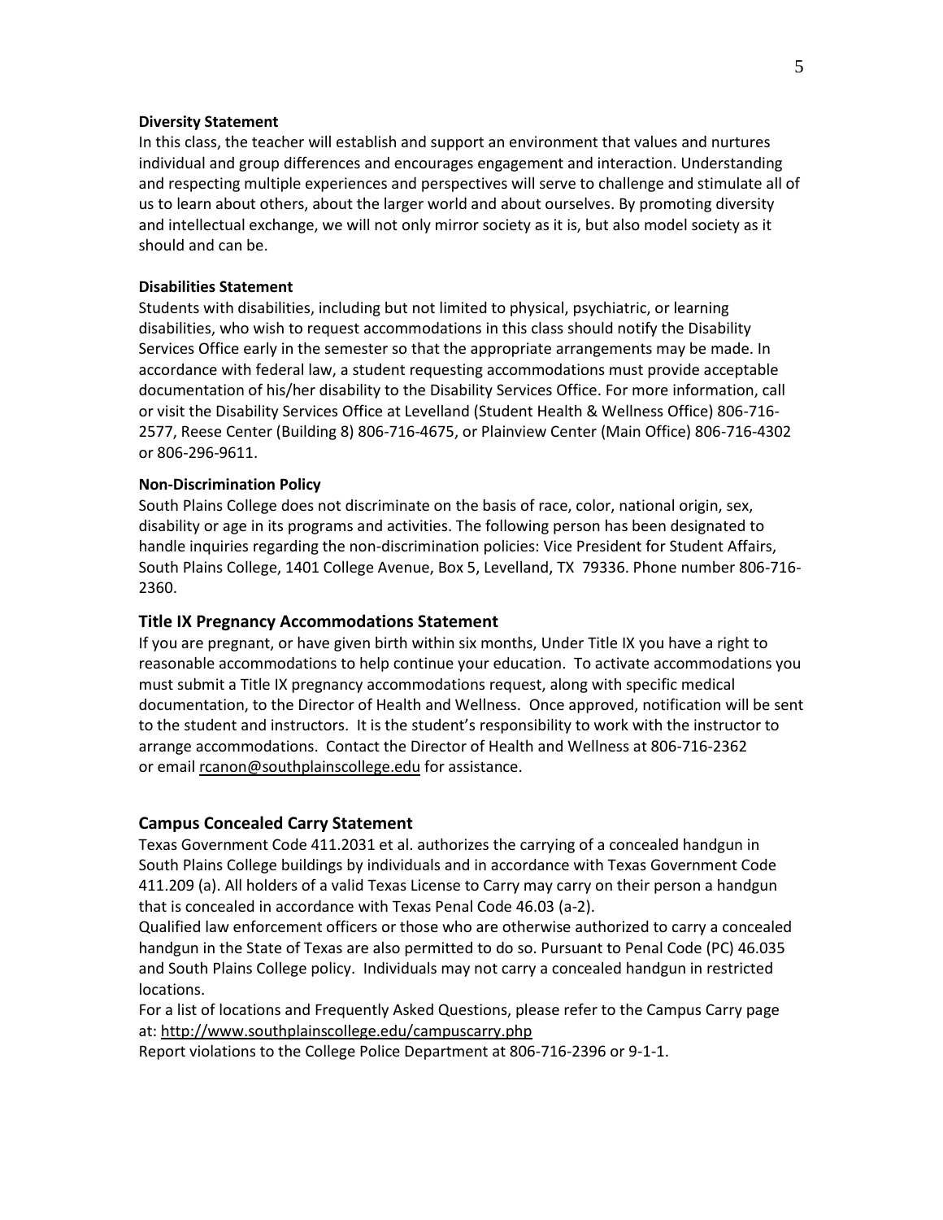**Diversity Statement**

In this class, the teacher will establish and support an environment that values and nurtures individual and group differences and encourages engagement and interaction. Understanding and respecting multiple experiences and perspectives will serve to challenge and stimulate all of us to learn about others, about the larger world and about ourselves. By promoting diversity and intellectual exchange, we will not only mirror society as it is, but also model society as it should and can be.

**Disabilities Statement**

Students with disabilities, including but not limited to physical, psychiatric, or learning disabilities, who wish to request accommodations in this class should notify the Disability Services Office early in the semester so that the appropriate arrangements may be made. In accordance with federal law, a student requesting accommodations must provide acceptable documentation of his/her disability to the Disability Services Office. For more information, call or visit the Disability Services Office at Levelland (Student Health & Wellness Office) 806-716-2577, Reese Center (Building 8) 806-716-4675, or Plainview Center (Main Office) 806-716-4302 or 806-296-9611.

**Non-Discrimination Policy**

South Plains College does not discriminate on the basis of race, color, national origin, sex, disability or age in its programs and activities. The following person has been designated to handle inquiries regarding the non-discrimination policies: Vice President for Student Affairs, South Plains College, 1401 College Avenue, Box 5, Levelland, TX 79336. Phone number 806-716-2360.

## Title IX Pregnancy Accommodations Statement

If you are pregnant, or have given birth within six months, Under Title IX you have a right to reasonable accommodations to help continue your education. To activate accommodations you must submit a Title IX pregnancy accommodations request, along with specific medical documentation, to the Director of Health and Wellness. Once approved, notification will be sent to the student and instructors. It is the student's responsibility to work with the instructor to arrange accommodations. Contact the Director of Health and Wellness at 806-716-2362 or email rcanon@southplainscollege.edu for assistance.

## Campus Concealed Carry Statement

Texas Government Code 411.2031 et al. authorizes the carrying of a concealed handgun in South Plains College buildings by individuals and in accordance with Texas Government Code 411.209 (a). All holders of a valid Texas License to Carry may carry on their person a handgun that is concealed in accordance with Texas Penal Code 46.03 (a-2).

Qualified law enforcement officers or those who are otherwise authorized to carry a concealed handgun in the State of Texas are also permitted to do so. Pursuant to Penal Code (PC) 46.035 and South Plains College policy. Individuals may not carry a concealed handgun in restricted locations.

For a list of locations and Frequently Asked Questions, please refer to the Campus Carry page at: http://www.southplainscollege.edu/campuscarry.php

Report violations to the College Police Department at 806-716-2396 or 9-1-1.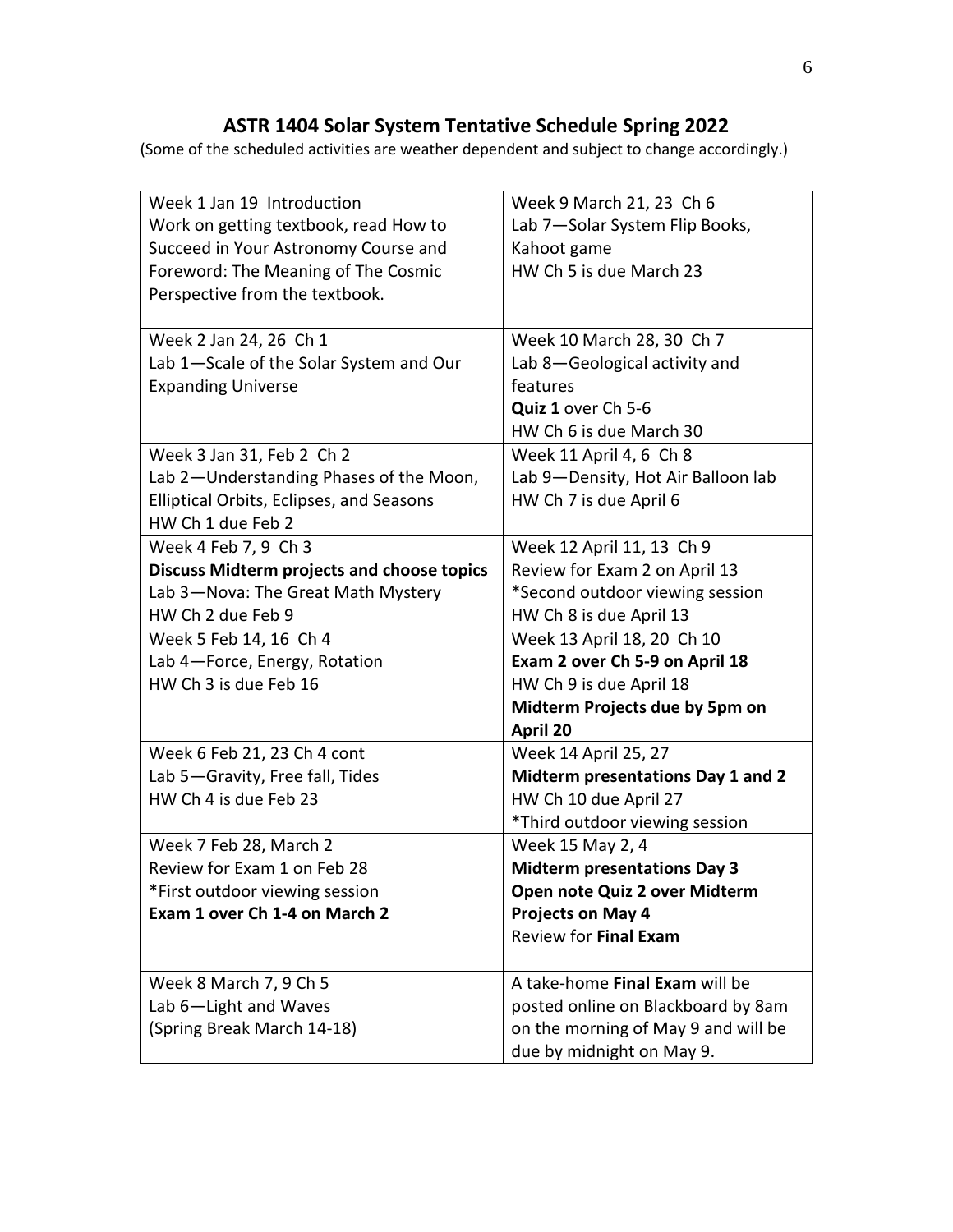## ASTR 1404 Solar System Tentative Schedule Spring 2022

(Some of the scheduled activities are weather dependent and subject to change accordingly.)

| | |
|---|---|
| Week 1 Jan 19 Introduction<br>Work on getting textbook, read How to Succeed in Your Astronomy Course and Foreword: The Meaning of The Cosmic Perspective from the textbook. | Week 9 March 21, 23 Ch 6<br>Lab 7—Solar System Flip Books, Kahoot game<br>HW Ch 5 is due March 23 |
| Week 2 Jan 24, 26 Ch 1<br>Lab 1—Scale of the Solar System and Our Expanding Universe | Week 10 March 28, 30 Ch 7<br>Lab 8—Geological activity and features<br>**Quiz 1** over Ch 5-6<br>HW Ch 6 is due March 30 |
| Week 3 Jan 31, Feb 2 Ch 2<br>Lab 2—Understanding Phases of the Moon, Elliptical Orbits, Eclipses, and Seasons<br>HW Ch 1 due Feb 2 | Week 11 April 4, 6 Ch 8<br>Lab 9—Density, Hot Air Balloon lab<br>HW Ch 7 is due April 6 |
| Week 4 Feb 7, 9 Ch 3<br>**Discuss Midterm projects and choose topics**<br>Lab 3—Nova: The Great Math Mystery<br>HW Ch 2 due Feb 9 | Week 12 April 11, 13 Ch 9<br>Review for Exam 2 on April 13<br>*Second outdoor viewing session<br>HW Ch 8 is due April 13 |
| Week 5 Feb 14, 16 Ch 4<br>Lab 4—Force, Energy, Rotation<br>HW Ch 3 is due Feb 16 | Week 13 April 18, 20 Ch 10<br>**Exam 2 over Ch 5-9 on April 18**<br>HW Ch 9 is due April 18<br>**Midterm Projects due by 5pm on April 20** |
| Week 6 Feb 21, 23 Ch 4 cont<br>Lab 5—Gravity, Free fall, Tides<br>HW Ch 4 is due Feb 23 | Week 14 April 25, 27<br>**Midterm presentations Day 1 and 2**<br>HW Ch 10 due April 27<br>*Third outdoor viewing session |
| Week 7 Feb 28, March 2<br>Review for Exam 1 on Feb 28<br>*First outdoor viewing session<br>**Exam 1 over Ch 1-4 on March 2** | Week 15 May 2, 4<br>**Midterm presentations Day 3**<br>**Open note Quiz 2 over Midterm Projects on May 4**<br>Review for **Final Exam** |
| Week 8 March 7, 9 Ch 5<br>Lab 6—Light and Waves<br>(Spring Break March 14-18) | A take-home **Final Exam** will be posted online on Blackboard by 8am on the morning of May 9 and will be due by midnight on May 9. |